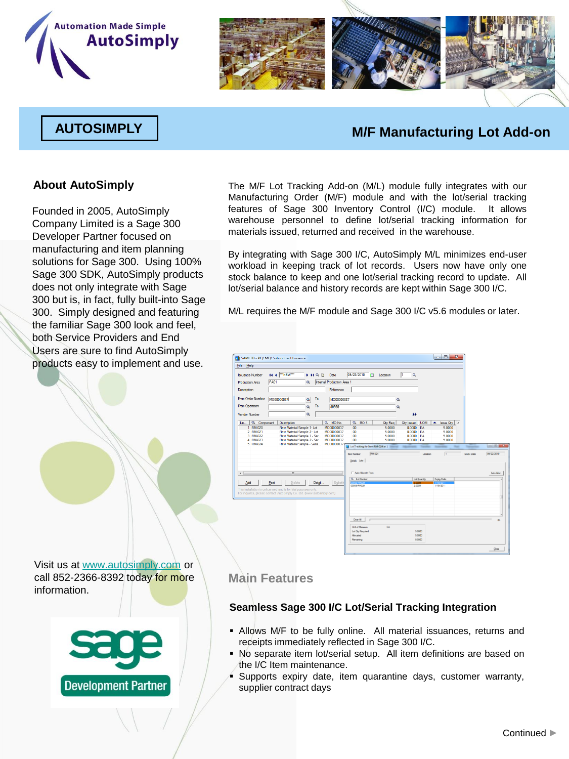Automation Made Simple
AutoSimply

# AUTOSIMPLY

# M/F Manufacturing Lot Add-on

## About AutoSimply

Founded in 2005, AutoSimply Company Limited is a Sage 300 Developer Partner focused on manufacturing and item planning solutions for Sage 300. Using 100% Sage 300 SDK, AutoSimply products does not only integrate with Sage 300 but is, in fact, fully built-into Sage 300. Simply designed and featuring the familiar Sage 300 look and feel, both Service Providers and End Users are sure to find AutoSimply products easy to implement and use.

Visit us at www.autosimply.com or call 852-2366-8392 today for more information.

The M/F Lot Tracking Add-on (M/L) module fully integrates with our Manufacturing Order (M/F) module and with the lot/serial tracking features of Sage 300 Inventory Control (I/C) module. It allows warehouse personnel to define lot/serial tracking information for materials issued, returned and received in the warehouse.

By integrating with Sage 300 I/C, AutoSimply M/L minimizes end-user workload in keeping track of lot records. Users now have only one stock balance to keep and one lot/serial tracking record to update. All lot/serial balance and history records are kept within Sage 300 I/C.

M/L requires the M/F module and Sage 300 I/C v5.6 modules or later.

## Main Features

### Seamless Sage 300 I/C Lot/Serial Tracking Integration

- Allows M/F to be fully online. All material issuances, returns and receipts immediately reflected in Sage 300 I/C.
- No separate item lot/serial setup. All item definitions are based on the I/C Item maintenance.
- Supports expiry date, item quarantine days, customer warranty, supplier contract days

Continued ▶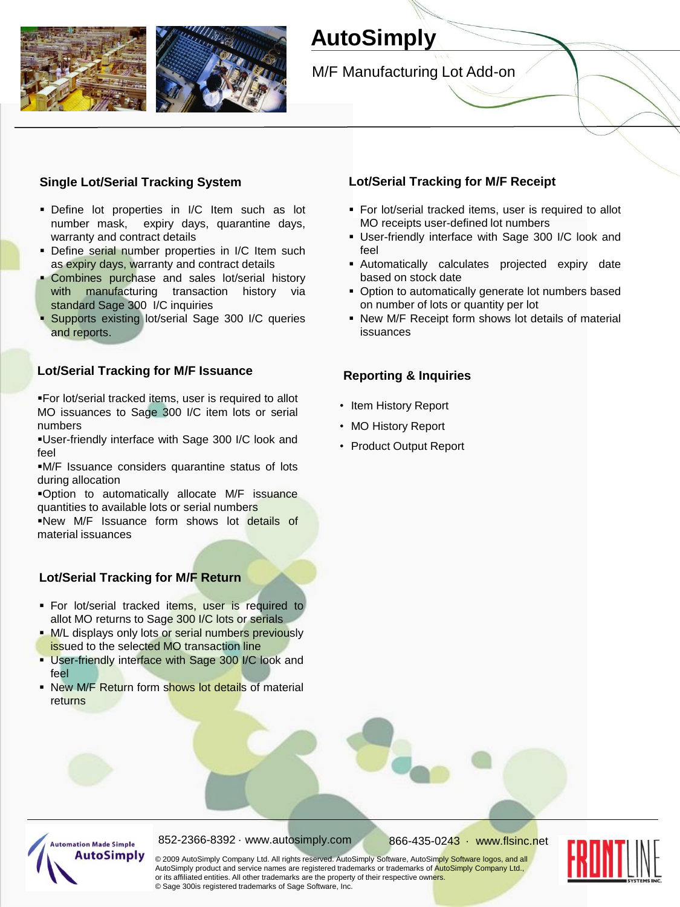# AutoSimply

M/F Manufacturing Lot Add-on

## Single Lot/Serial Tracking System

- Define lot properties in I/C Item such as lot number mask, expiry days, quarantine days, warranty and contract details
- Define serial number properties in I/C Item such as expiry days, warranty and contract details
- Combines purchase and sales lot/serial history with manufacturing transaction history via standard Sage 300 I/C inquiries
- Supports existing lot/serial Sage 300 I/C queries and reports.

## Lot/Serial Tracking for M/F Issuance

- For lot/serial tracked items, user is required to allot MO issuances to Sage 300 I/C item lots or serial numbers
- User-friendly interface with Sage 300 I/C look and feel
- M/F Issuance considers quarantine status of lots during allocation
- Option to automatically allocate M/F issuance quantities to available lots or serial numbers
- New M/F Issuance form shows lot details of material issuances

## Lot/Serial Tracking for M/F Return

- For lot/serial tracked items, user is required to allot MO returns to Sage 300 I/C lots or serials
- M/L displays only lots or serial numbers previously issued to the selected MO transaction line
- User-friendly interface with Sage 300 I/C look and feel
- New M/F Return form shows lot details of material returns

## Lot/Serial Tracking for M/F Receipt

- For lot/serial tracked items, user is required to allot MO receipts user-defined lot numbers
- User-friendly interface with Sage 300 I/C look and feel
- Automatically calculates projected expiry date based on stock date
- Option to automatically generate lot numbers based on number of lots or quantity per lot
- New M/F Receipt form shows lot details of material issuances

## Reporting & Inquiries

- Item History Report
- MO History Report
- Product Output Report

Automation Made Simple AutoSimply

852-2366-8392 · www.autosimply.com

866-435-0243 · www.flsinc.net

© 2009 AutoSimply Company Ltd. All rights reserved. AutoSimply Software, AutoSimply Software logos, and all AutoSimply product and service names are registered trademarks or trademarks of AutoSimply Company Ltd., or its affiliated entities. All other trademarks are the property of their respective owners.
© Sage 300is registered trademarks of Sage Software, Inc.

FRONTLINE SYSTEMS INC.